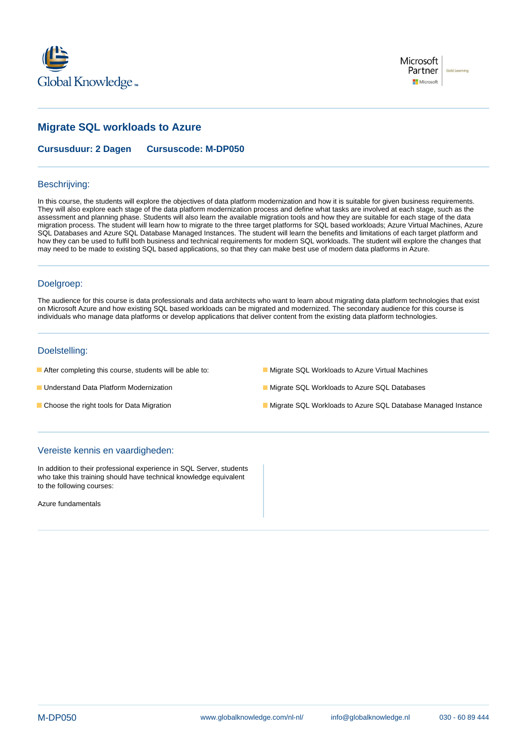# Migrate SQL workloads to Azure

**Cursusduur: 2 Dagen** **Cursuscode: M-DP050**

## Beschrijving:

In this course, the students will explore the objectives of data platform modernization and how it is suitable for given business requirements. They will also explore each stage of the data platform modernization process and define what tasks are involved at each stage, such as the assessment and planning phase. Students will also learn the available migration tools and how they are suitable for each stage of the data migration process. The student will learn how to migrate to the three target platforms for SQL based workloads; Azure Virtual Machines, Azure SQL Databases and Azure SQL Database Managed Instances. The student will learn the benefits and limitations of each target platform and how they can be used to fulfil both business and technical requirements for modern SQL workloads. The student will explore the changes that may need to be made to existing SQL based applications, so that they can make best use of modern data platforms in Azure.

## Doelgroep:

The audience for this course is data professionals and data architects who want to learn about migrating data platform technologies that exist on Microsoft Azure and how existing SQL based workloads can be migrated and modernized. The secondary audience for this course is individuals who manage data platforms or develop applications that deliver content from the existing data platform technologies.

## Doelstelling:

- After completing this course, students will be able to:
- Understand Data Platform Modernization
- Choose the right tools for Data Migration
- Migrate SQL Workloads to Azure Virtual Machines
- Migrate SQL Workloads to Azure SQL Databases
- Migrate SQL Workloads to Azure SQL Database Managed Instance

## Vereiste kennis en vaardigheden:

In addition to their professional experience in SQL Server, students who take this training should have technical knowledge equivalent to the following courses:

Azure fundamentals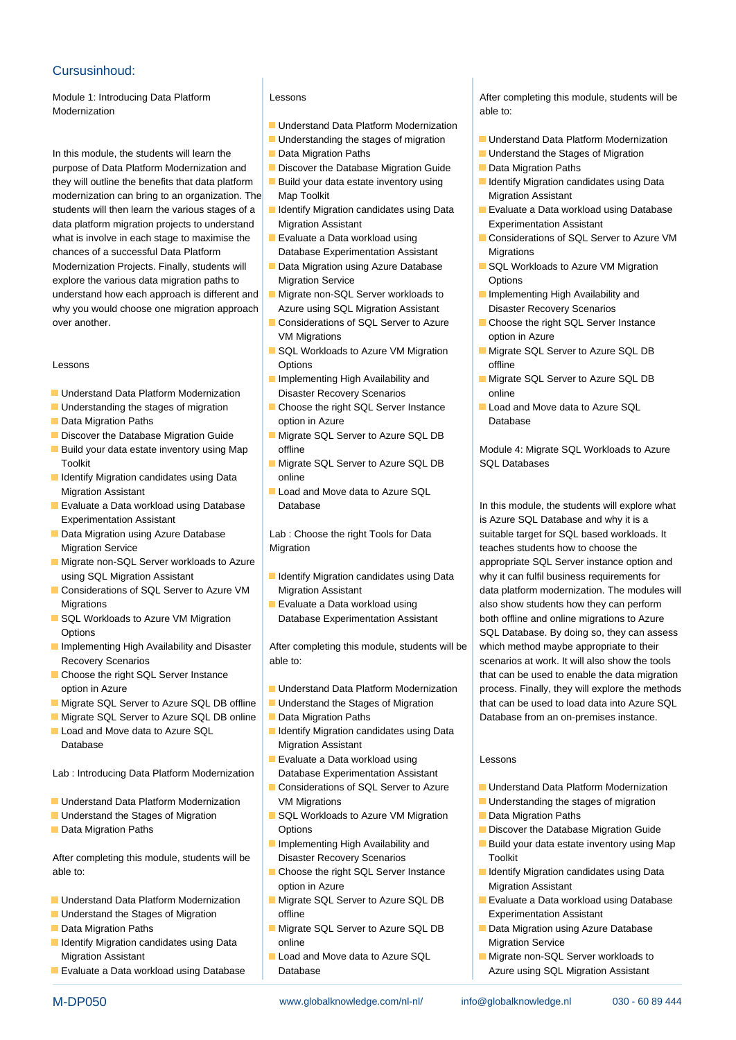## Cursusinhoud:

Module 1: Introducing Data Platform Modernization

In this module, the students will learn the purpose of Data Platform Modernization and they will outline the benefits that data platform modernization can bring to an organization. The students will then learn the various stages of a data platform migration projects to understand what is involve in each stage to maximise the chances of a successful Data Platform Modernization Projects. Finally, students will explore the various data migration paths to understand how each approach is different and why you would choose one migration approach over another.

Lessons

- Understand Data Platform Modernization
- Understanding the stages of migration
- Data Migration Paths
- Discover the Database Migration Guide
- Build your data estate inventory using Map Toolkit
- Identify Migration candidates using Data Migration Assistant
- Evaluate a Data workload using Database Experimentation Assistant
- Data Migration using Azure Database Migration Service
- Migrate non-SQL Server workloads to Azure using SQL Migration Assistant
- Considerations of SQL Server to Azure VM Migrations
- SQL Workloads to Azure VM Migration Options
- Implementing High Availability and Disaster Recovery Scenarios
- Choose the right SQL Server Instance option in Azure
- Migrate SQL Server to Azure SQL DB offline
- Migrate SQL Server to Azure SQL DB online
- Load and Move data to Azure SQL Database

Lab : Introducing Data Platform Modernization

- Understand Data Platform Modernization
- Understand the Stages of Migration
- Data Migration Paths

After completing this module, students will be able to:

- Understand Data Platform Modernization
- Understand the Stages of Migration
- Data Migration Paths
- Identify Migration candidates using Data Migration Assistant
- Evaluate a Data workload using Database

Lessons

- Understand Data Platform Modernization
- Understanding the stages of migration
- Data Migration Paths
- Discover the Database Migration Guide
- Build your data estate inventory using Map Toolkit
- Identify Migration candidates using Data Migration Assistant
- Evaluate a Data workload using Database Experimentation Assistant
- Data Migration using Azure Database Migration Service
- Migrate non-SQL Server workloads to Azure using SQL Migration Assistant
- Considerations of SQL Server to Azure VM Migrations
- SQL Workloads to Azure VM Migration Options
- Implementing High Availability and Disaster Recovery Scenarios
- Choose the right SQL Server Instance option in Azure
- Migrate SQL Server to Azure SQL DB offline
- Migrate SQL Server to Azure SQL DB online
- Load and Move data to Azure SQL Database

Lab : Choose the right Tools for Data Migration

- Identify Migration candidates using Data Migration Assistant
- Evaluate a Data workload using Database Experimentation Assistant

After completing this module, students will be able to:

- Understand Data Platform Modernization
- Understand the Stages of Migration
- Data Migration Paths
- Identify Migration candidates using Data Migration Assistant
- Evaluate a Data workload using Database Experimentation Assistant
- Considerations of SQL Server to Azure VM Migrations
- SQL Workloads to Azure VM Migration Options
- Implementing High Availability and Disaster Recovery Scenarios
- Choose the right SQL Server Instance option in Azure
- Migrate SQL Server to Azure SQL DB offline
- Migrate SQL Server to Azure SQL DB online
- Load and Move data to Azure SQL Database

After completing this module, students will be able to:

- Understand Data Platform Modernization
- Understand the Stages of Migration
- Data Migration Paths
- Identify Migration candidates using Data Migration Assistant
- Evaluate a Data workload using Database Experimentation Assistant
- Considerations of SQL Server to Azure VM Migrations
- SQL Workloads to Azure VM Migration Options
- Implementing High Availability and Disaster Recovery Scenarios
- Choose the right SQL Server Instance option in Azure
- Migrate SQL Server to Azure SQL DB offline
- Migrate SQL Server to Azure SQL DB online
- Load and Move data to Azure SQL Database

Module 4: Migrate SQL Workloads to Azure SQL Databases

In this module, the students will explore what is Azure SQL Database and why it is a suitable target for SQL based workloads. It teaches students how to choose the appropriate SQL Server instance option and why it can fulfil business requirements for data platform modernization. The modules will also show students how they can perform both offline and online migrations to Azure SQL Database. By doing so, they can assess which method maybe appropriate to their scenarios at work. It will also show the tools that can be used to enable the data migration process. Finally, they will explore the methods that can be used to load data into Azure SQL Database from an on-premises instance.

Lessons

- Understand Data Platform Modernization
- Understanding the stages of migration
- Data Migration Paths
- Discover the Database Migration Guide
- Build your data estate inventory using Map Toolkit
- Identify Migration candidates using Data Migration Assistant
- Evaluate a Data workload using Database Experimentation Assistant
- Data Migration using Azure Database Migration Service
- Migrate non-SQL Server workloads to Azure using SQL Migration Assistant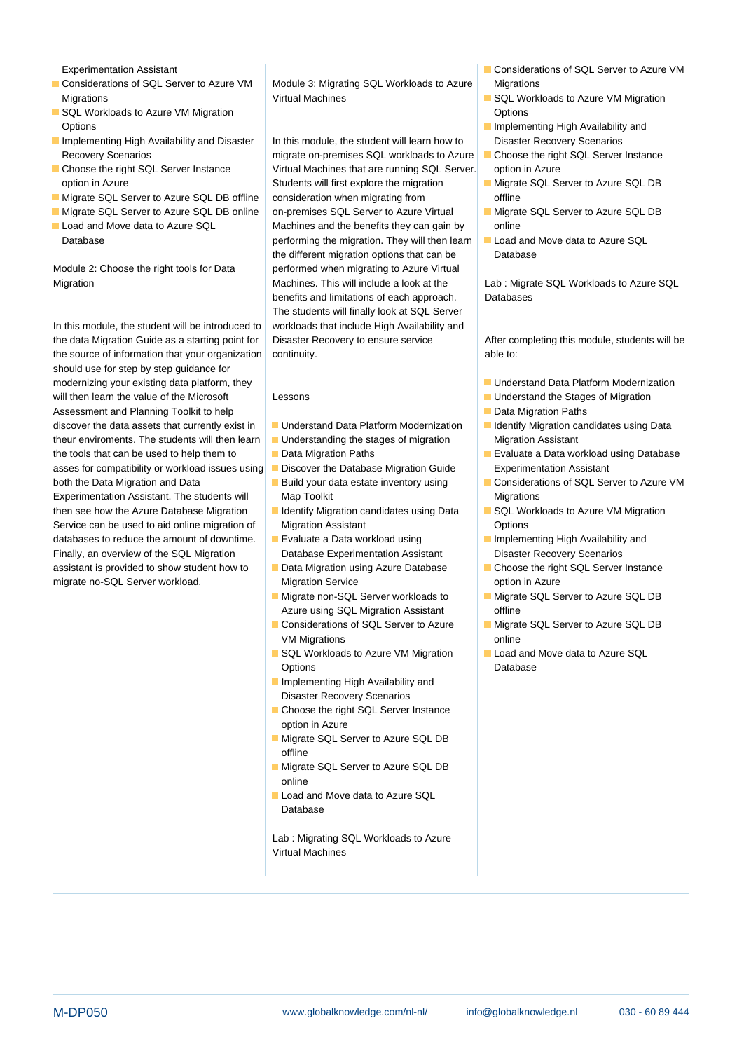- Experimentation Assistant
- Considerations of SQL Server to Azure VM Migrations
- SQL Workloads to Azure VM Migration Options
- Implementing High Availability and Disaster Recovery Scenarios
- Choose the right SQL Server Instance option in Azure
- Migrate SQL Server to Azure SQL DB offline
- Migrate SQL Server to Azure SQL DB online
- Load and Move data to Azure SQL Database

Module 2: Choose the right tools for Data Migration

In this module, the student will be introduced to the data Migration Guide as a starting point for the source of information that your organization should use for step by step guidance for modernizing your existing data platform, they will then learn the value of the Microsoft Assessment and Planning Toolkit to help discover the data assets that currently exist in theur enviroments. The students will then learn the tools that can be used to help them to asses for compatibility or workload issues using both the Data Migration and Data Experimentation Assistant. The students will then see how the Azure Database Migration Service can be used to aid online migration of databases to reduce the amount of downtime. Finally, an overview of the SQL Migration assistant is provided to show student how to migrate no-SQL Server workload.

Module 3: Migrating SQL Workloads to Azure Virtual Machines

In this module, the student will learn how to migrate on-premises SQL workloads to Azure Virtual Machines that are running SQL Server. Students will first explore the migration consideration when migrating from on-premises SQL Server to Azure Virtual Machines and the benefits they can gain by performing the migration. They will then learn the different migration options that can be performed when migrating to Azure Virtual Machines. This will include a look at the benefits and limitations of each approach. The students will finally look at SQL Server workloads that include High Availability and Disaster Recovery to ensure service continuity.

Lessons

- Understand Data Platform Modernization
- Understanding the stages of migration
- Data Migration Paths
- Discover the Database Migration Guide
- Build your data estate inventory using Map Toolkit
- Identify Migration candidates using Data Migration Assistant
- Evaluate a Data workload using Database Experimentation Assistant
- Data Migration using Azure Database Migration Service
- Migrate non-SQL Server workloads to Azure using SQL Migration Assistant
- Considerations of SQL Server to Azure VM Migrations
- SQL Workloads to Azure VM Migration Options
- Implementing High Availability and Disaster Recovery Scenarios
- Choose the right SQL Server Instance option in Azure
- Migrate SQL Server to Azure SQL DB offline
- Migrate SQL Server to Azure SQL DB online
- Load and Move data to Azure SQL Database

Lab : Migrating SQL Workloads to Azure Virtual Machines

- Considerations of SQL Server to Azure VM Migrations
- SQL Workloads to Azure VM Migration Options
- Implementing High Availability and Disaster Recovery Scenarios
- Choose the right SQL Server Instance option in Azure
- Migrate SQL Server to Azure SQL DB offline
- Migrate SQL Server to Azure SQL DB online
- Load and Move data to Azure SQL Database

Lab : Migrate SQL Workloads to Azure SQL Databases

After completing this module, students will be able to:

- Understand Data Platform Modernization
- Understand the Stages of Migration
- Data Migration Paths
- Identify Migration candidates using Data Migration Assistant
- Evaluate a Data workload using Database Experimentation Assistant
- Considerations of SQL Server to Azure VM Migrations
- SQL Workloads to Azure VM Migration Options
- Implementing High Availability and Disaster Recovery Scenarios
- Choose the right SQL Server Instance option in Azure
- Migrate SQL Server to Azure SQL DB offline
- Migrate SQL Server to Azure SQL DB online
- Load and Move data to Azure SQL Database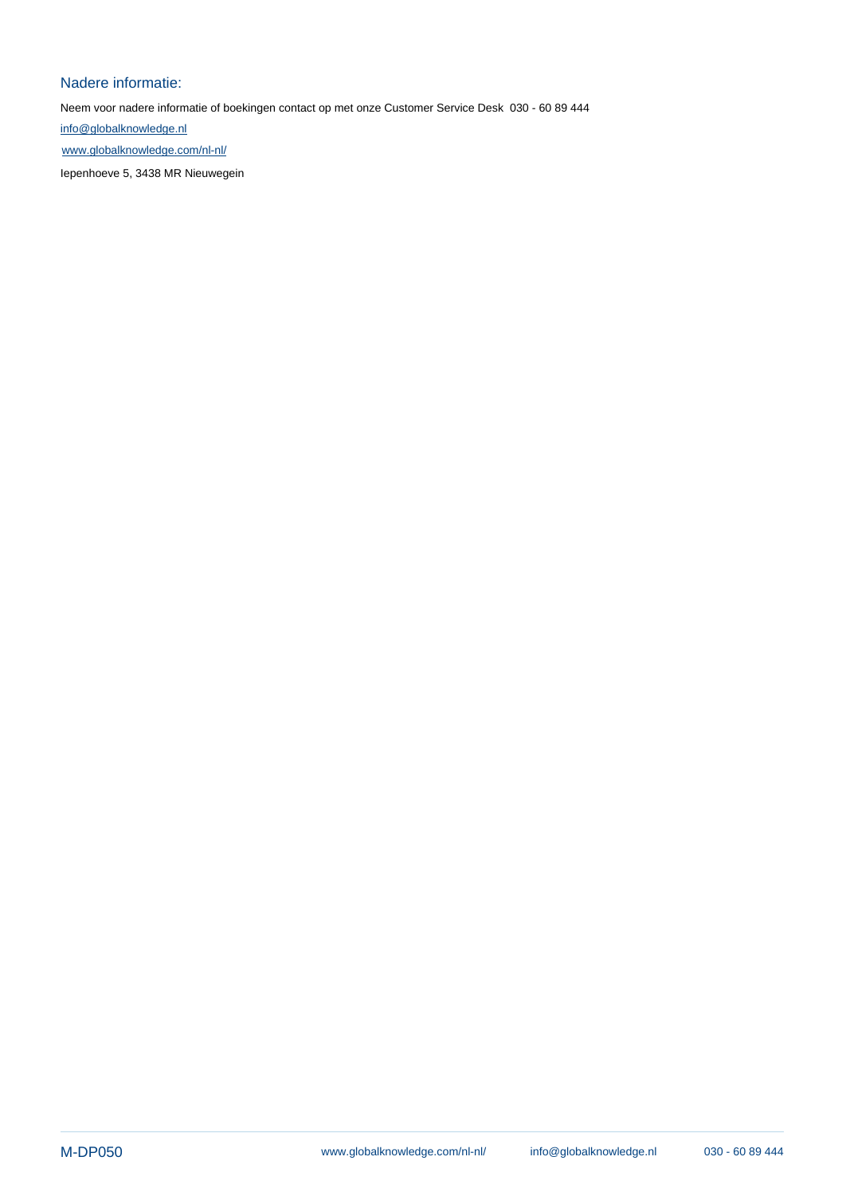## Nadere informatie:

Neem voor nadere informatie of boekingen contact op met onze Customer Service Desk  030 - 60 89 444

info@globalknowledge.nl

www.globalknowledge.com/nl-nl/

Iepenhoeve 5, 3438 MR Nieuwegein